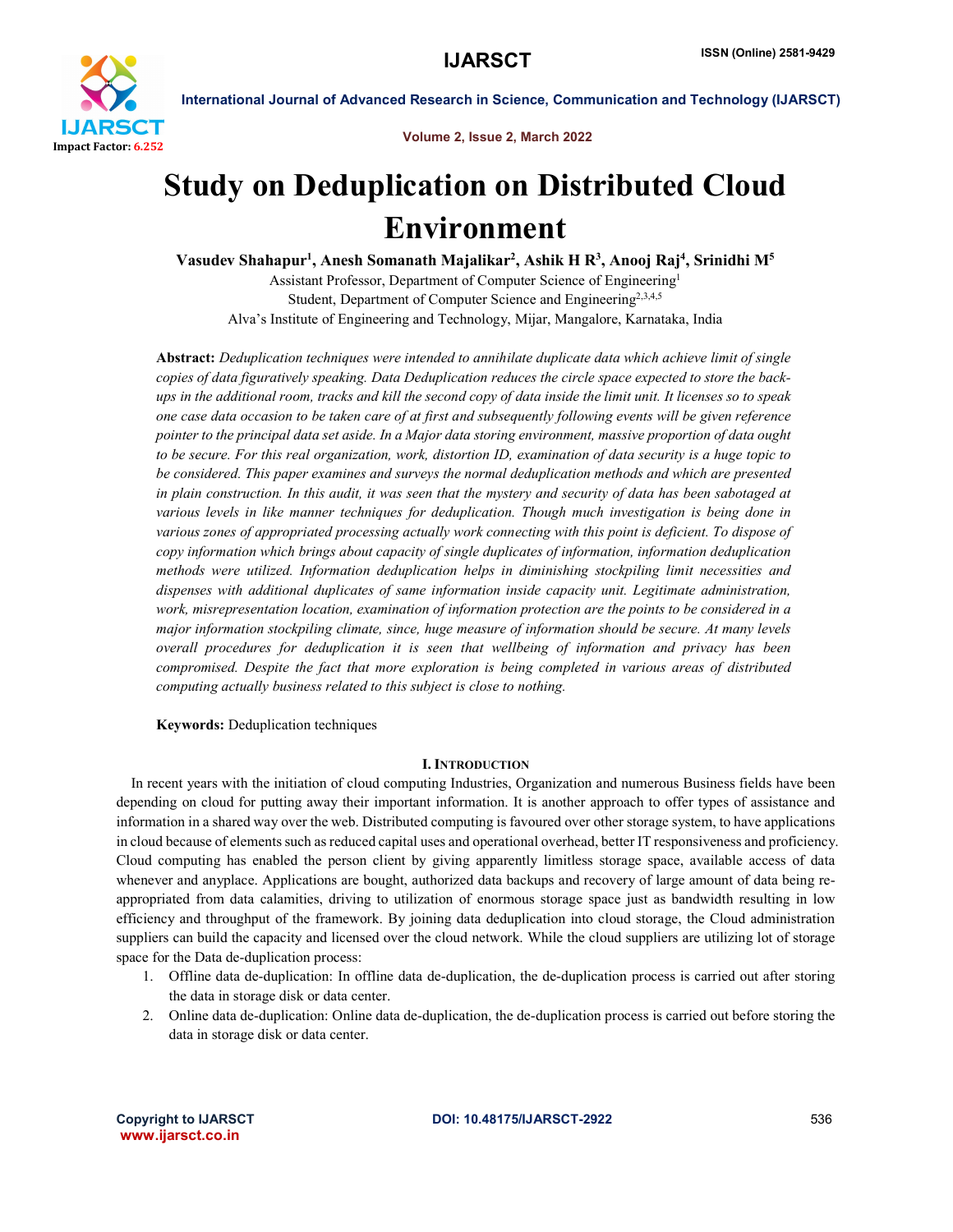# Study on Deduplication on Distributed Cloud Environment

**Vasudev Shahapur[1], Anesh Somanath Majalikar[2], Ashik H R[3], Anooj Raj[4], Srinidhi M[5]**

Assistant Professor, Department of Computer Science of Engineering[1]

Student, Department of Computer Science and Engineering[2,3,4,5]

Alva's Institute of Engineering and Technology, Mijar, Mangalore, Karnataka, India

**Abstract:** *Deduplication techniques were intended to annihilate duplicate data which achieve limit of single copies of data figuratively speaking. Data Deduplication reduces the circle space expected to store the back-ups in the additional room, tracks and kill the second copy of data inside the limit unit. It licenses so to speak one case data occasion to be taken care of at first and subsequently following events will be given reference pointer to the principal data set aside. In a Major data storing environment, massive proportion of data ought to be secure. For this real organization, work, distortion ID, examination of data security is a huge topic to be considered. This paper examines and surveys the normal deduplication methods and which are presented in plain construction. In this audit, it was seen that the mystery and security of data has been sabotaged at various levels in like manner techniques for deduplication. Though much investigation is being done in various zones of appropriated processing actually work connecting with this point is deficient. To dispose of copy information which brings about capacity of single duplicates of information, information deduplication methods were utilized. Information deduplication helps in diminishing stockpiling limit necessities and dispenses with additional duplicates of same information inside capacity unit. Legitimate administration, work, misrepresentation location, examination of information protection are the points to be considered in a major information stockpiling climate, since, huge measure of information should be secure. At many levels overall procedures for deduplication it is seen that wellbeing of information and privacy has been compromised. Despite the fact that more exploration is being completed in various areas of distributed computing actually business related to this subject is close to nothing.*

**Keywords:** Deduplication techniques

## I. Introduction

In recent years with the initiation of cloud computing Industries, Organization and numerous Business fields have been depending on cloud for putting away their important information. It is another approach to offer types of assistance and information in a shared way over the web. Distributed computing is favoured over other storage system, to have applications in cloud because of elements such as reduced capital uses and operational overhead, better IT responsiveness and proficiency. Cloud computing has enabled the person client by giving apparently limitless storage space, available access of data whenever and anyplace. Applications are bought, authorized data backups and recovery of large amount of data being re-appropriated from data calamities, driving to utilization of enormous storage space just as bandwidth resulting in low efficiency and throughput of the framework. By joining data deduplication into cloud storage, the Cloud administration suppliers can build the capacity and licensed over the cloud network. While the cloud suppliers are utilizing lot of storage space for the Data de-duplication process:

1. Offline data de-duplication: In offline data de-duplication, the de-duplication process is carried out after storing the data in storage disk or data center.
2. Online data de-duplication: Online data de-duplication, the de-duplication process is carried out before storing the data in storage disk or data center.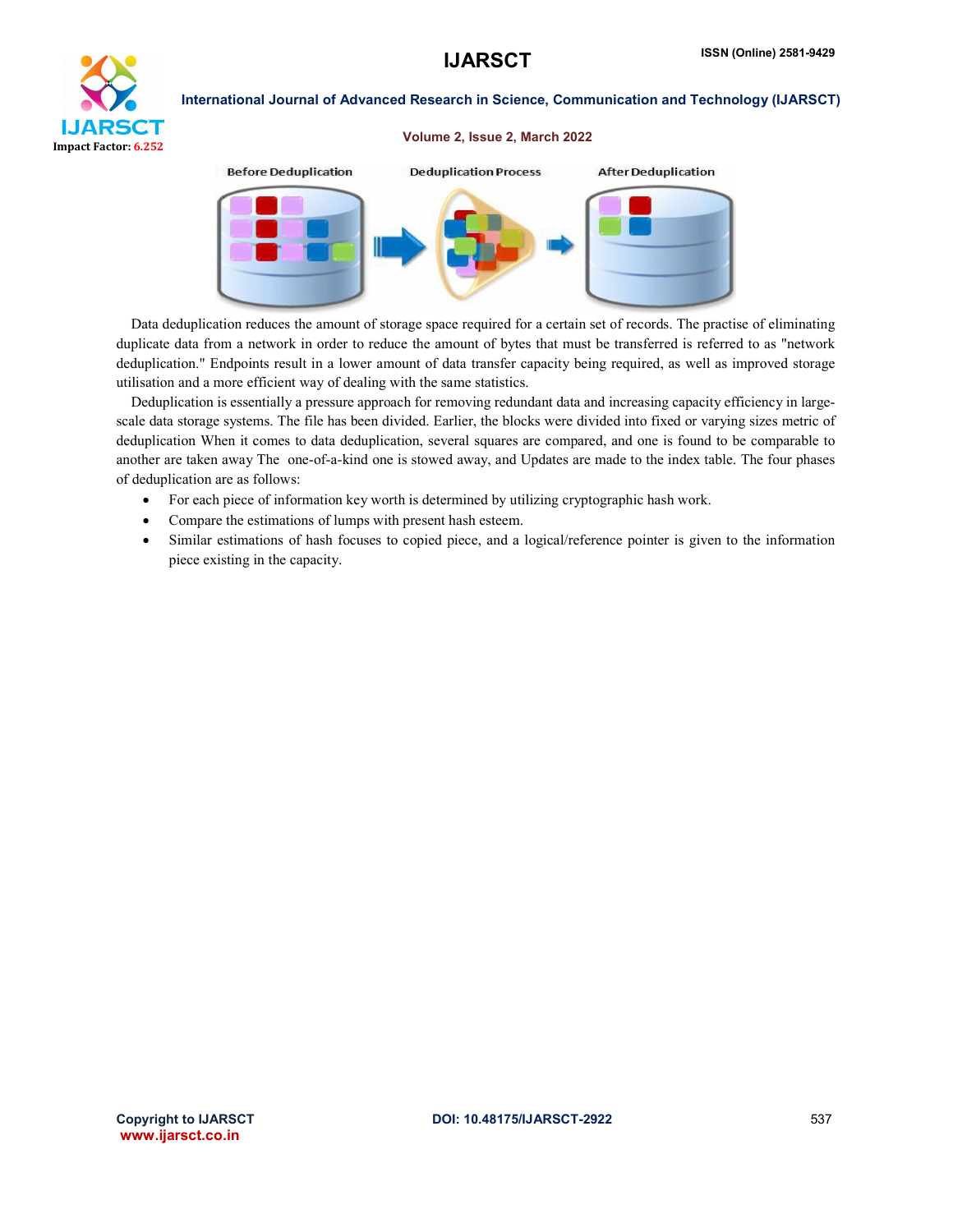Before Deduplication

Deduplication Process

After Deduplication

Data deduplication reduces the amount of storage space required for a certain set of records. The practise of eliminating duplicate data from a network in order to reduce the amount of bytes that must be transferred is referred to as "network deduplication." Endpoints result in a lower amount of data transfer capacity being required, as well as improved storage utilisation and a more efficient way of dealing with the same statistics.

Deduplication is essentially a pressure approach for removing redundant data and increasing capacity efficiency in large-scale data storage systems. The file has been divided. Earlier, the blocks were divided into fixed or varying sizes metric of deduplication When it comes to data deduplication, several squares are compared, and one is found to be comparable to another are taken away The one-of-a-kind one is stowed away, and Updates are made to the index table. The four phases of deduplication are as follows:

- For each piece of information key worth is determined by utilizing cryptographic hash work.
- Compare the estimations of lumps with present hash esteem.
- Similar estimations of hash focuses to copied piece, and a logical/reference pointer is given to the information piece existing in the capacity.